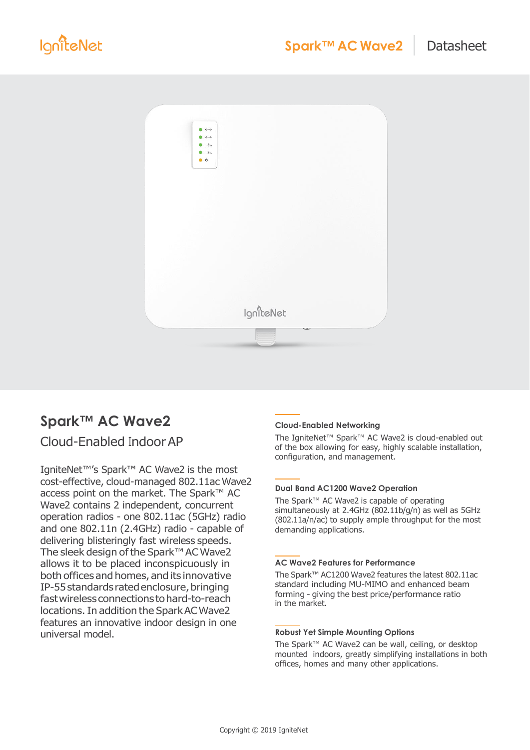# Spark™ AC Wave2

## Cloud-Enabled Indoor AP

IgniteNet™'s Spark™ AC Wave2 is the most cost-effective, cloud-managed 802.11ac Wave2 access point on the market. The Spark™ AC Wave2 contains 2 independent, concurrent operation radios - one 802.11ac (5GHz) radio and one 802.11n (2.4GHz) radio - capable of delivering blisteringly fast wireless speeds. The sleek design of the Spark™ AC Wave2 allows it to be placed inconspicuously in both offices and homes, and its innovative IP-55 standards rated enclosure, bringing fast wireless connections to hard-to-reach locations. In addition the Spark AC Wave2 features an innovative indoor design in one universal model.

### Cloud-Enabled Networking

The IgniteNet™ Spark™ AC Wave2 is cloud-enabled out of the box allowing for easy, highly scalable installation, configuration, and management.

### Dual Band AC1200 Wave2 Operation

The Spark™ AC Wave2 is capable of operating simultaneously at 2.4GHz (802.11b/g/n) as well as 5GHz (802.11a/n/ac) to supply ample throughput for the most demanding applications.

### AC Wave2 Features for Performance

The Spark™ AC1200 Wave2 features the latest 802.11ac standard including MU-MIMO and enhanced beam forming - giving the best price/performance ratio in the market.

### Robust Yet Simple Mounting Options

The Spark™ AC Wave2 can be wall, ceiling, or desktop mounted indoors, greatly simplifying installations in both offices, homes and many other applications.

Copyright © 2019 IgniteNet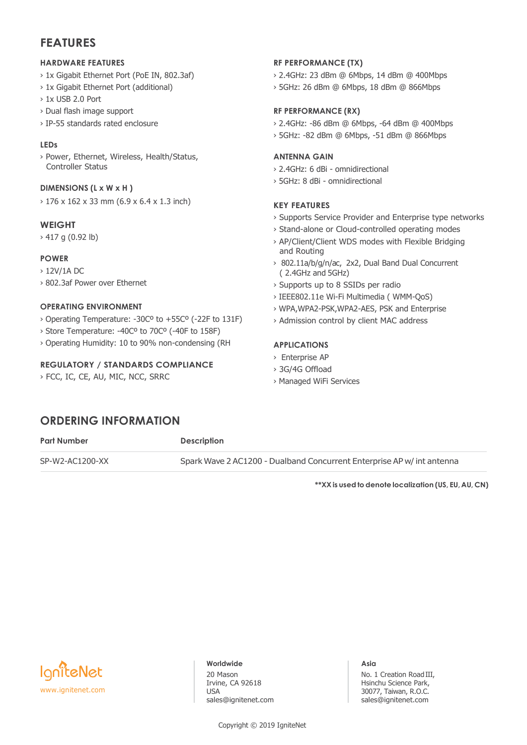# FEATURES

### HARDWARE FEATURES

› 1x Gigabit Ethernet Port (PoE IN, 802.3af)
› 1x Gigabit Ethernet Port (additional)
› 1x USB 2.0 Port
› Dual flash image support
› IP-55 standards rated enclosure

### LEDs

› Power, Ethernet, Wireless, Health/Status, Controller Status

### DIMENSIONS (L x W x H )

› 176 x 162 x 33 mm (6.9 x 6.4 x 1.3 inch)

### WEIGHT

› 417 g (0.92 lb)

### POWER

› 12V/1A DC
› 802.3af Power over Ethernet

### OPERATING ENVIRONMENT

› Operating Temperature: -30Cº to +55Cº (-22F to 131F)
› Store Temperature: -40Cº to 70Cº (-40F to 158F)
› Operating Humidity: 10 to 90% non-condensing (RH

### REGULATORY / STANDARDS COMPLIANCE

› FCC, IC, CE, AU, MIC, NCC, SRRC

### RF PERFORMANCE (TX)

› 2.4GHz: 23 dBm @ 6Mbps, 14 dBm @ 400Mbps
› 5GHz: 26 dBm @ 6Mbps, 18 dBm @ 866Mbps

### RF PERFORMANCE (RX)

› 2.4GHz: -86 dBm @ 6Mbps, -64 dBm @ 400Mbps
› 5GHz: -82 dBm @ 6Mbps, -51 dBm @ 866Mbps

### ANTENNA GAIN

› 2.4GHz: 6 dBi - omnidirectional
› 5GHz: 8 dBi - omnidirectional

### KEY FEATURES

› Supports Service Provider and Enterprise type networks
› Stand-alone or Cloud-controlled operating modes
› AP/Client/Client WDS modes with Flexible Bridging and Routing
› 802.11a/b/g/n/ac, 2x2, Dual Band Dual Concurrent ( 2.4GHz and 5GHz)
› Supports up to 8 SSIDs per radio
› IEEE802.11e Wi-Fi Multimedia ( WMM-QoS)
› WPA,WPA2-PSK,WPA2-AES, PSK and Enterprise
› Admission control by client MAC address

### APPLICATIONS

› Enterprise AP
› 3G/4G Offload
› Managed WiFi Services

## ORDERING INFORMATION

| Part Number | Description |
| --- | --- |
| SP-W2-AC1200-XX | Spark Wave 2 AC1200 - Dualband Concurrent Enterprise AP w/ int antenna |

**\*\*XX is used to denote localization (US, EU, AU, CN)**

IgniteNet
www.ignitenet.com

**Worldwide**
20 Mason
Irvine, CA 92618
USA
sales@ignitenet.com

**Asia**
No. 1 Creation Road III,
Hsinchu Science Park,
30077, Taiwan, R.O.C.
sales@ignitenet.com

Copyright © 2019 IgniteNet